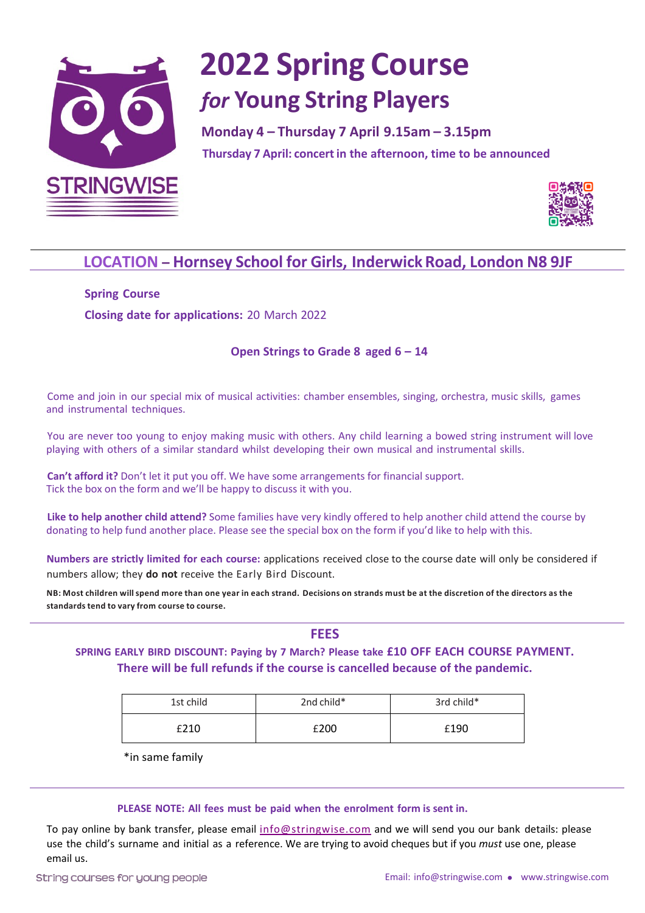STRINGWISE

# 2022 Spring Course

## *for* Young String Players

**Monday 4 – Thursday 7 April 9.15am – 3.15pm**

**Thursday 7 April: concert in the afternoon, time to be announced**

## LOCATION – Hornsey School for Girls, Inderwick Road, London N8 9JF

**Spring Course**

**Closing date for applications:** 20 March 2022

**Open Strings to Grade 8 aged 6 – 14**

Come and join in our special mix of musical activities: chamber ensembles, singing, orchestra, music skills, games and instrumental techniques.

You are never too young to enjoy making music with others. Any child learning a bowed string instrument will love playing with others of a similar standard whilst developing their own musical and instrumental skills.

**Can't afford it?** Don't let it put you off. We have some arrangements for financial support. Tick the box on the form and we'll be happy to discuss it with you.

**Like to help another child attend?** Some families have very kindly offered to help another child attend the course by donating to help fund another place. Please see the special box on the form if you'd like to help with this.

**Numbers are strictly limited for each course:** applications received close to the course date will only be considered if numbers allow; they **do not** receive the Early Bird Discount.

**NB: Most children will spend more than one year in each strand. Decisions on strands must be at the discretion of the directors as the standards tend to vary from course to course.**

## FEES

**SPRING EARLY BIRD DISCOUNT: Paying by 7 March? Please take £10 OFF EACH COURSE PAYMENT.**

**There will be full refunds if the course is cancelled because of the pandemic.**

| 1st child | 2nd child* | 3rd child* |
|---|---|---|
| £210 | £200 | £190 |

*in same family

**PLEASE NOTE: All fees must be paid when the enrolment form is sent in.**

To pay online by bank transfer, please email info@stringwise.com and we will send you our bank details: please use the child's surname and initial as a reference. We are trying to avoid cheques but if you *must* use one, please email us.

String courses for young people

Email: info@stringwise.com • www.stringwise.com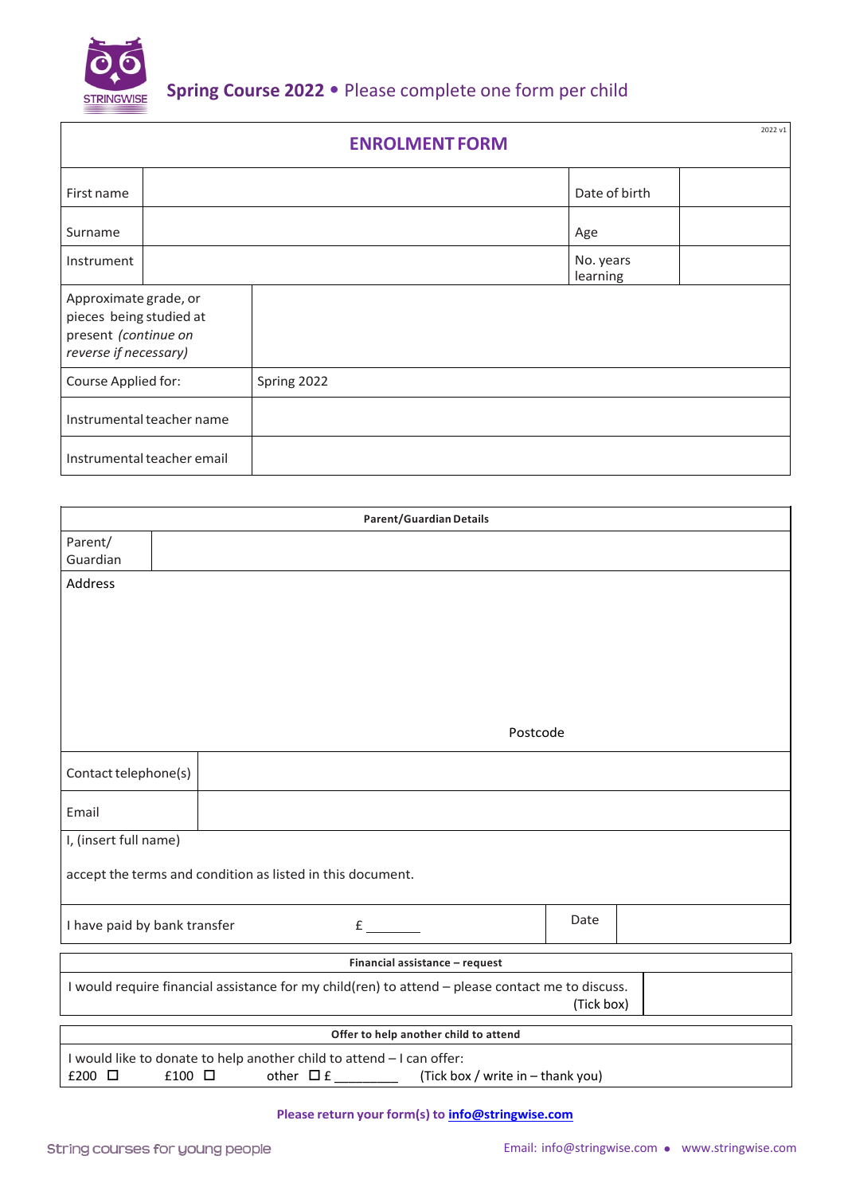STRINGWISE

**Spring Course 2022** • Please complete one form per child

2022 v1

## ENROLMENT FORM

| | | | |
|---|---|---|---|
| First name | | Date of birth | |
| Surname | | Age | |
| Instrument | | No. years learning | |
| Approximate grade, or pieces being studied at present *(continue on reverse if necessary)* | | | |
| Course Applied for: | Spring 2022 | | |
| Instrumental teacher name | | | |
| Instrumental teacher email | | | |

**Parent/Guardian Details**

| | |
|---|---|
| Parent/ Guardian | |
| Address<br><br>Postcode | |
| Contact telephone(s) | |
| Email | |

I, (insert full name)

accept the terms and condition as listed in this document.

| | | | |
|---|---|---|---|
| I have paid by bank transfer | £ ________ | Date | |

**Financial assistance – request**

| | |
|---|---|
| I would require financial assistance for my child(ren) to attend – please contact me to discuss. (Tick box) | |

**Offer to help another child to attend**

I would like to donate to help another child to attend – I can offer:

£200 ☐ £100 ☐ other ☐ £ _________ (Tick box / write in – thank you)

**Please return your form(s) to info@stringwise.com**

String courses for young people

Email: info@stringwise.com • www.stringwise.com